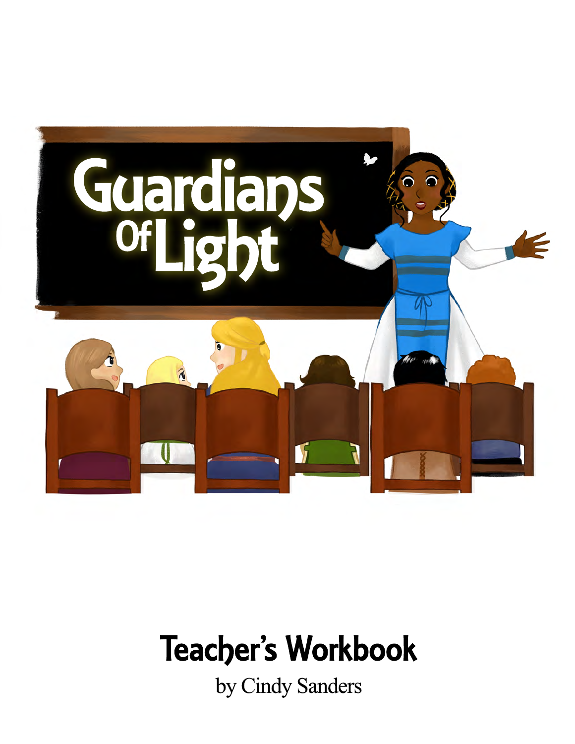# Guardians of Light

## Teacher's Workbook

by Cindy Sanders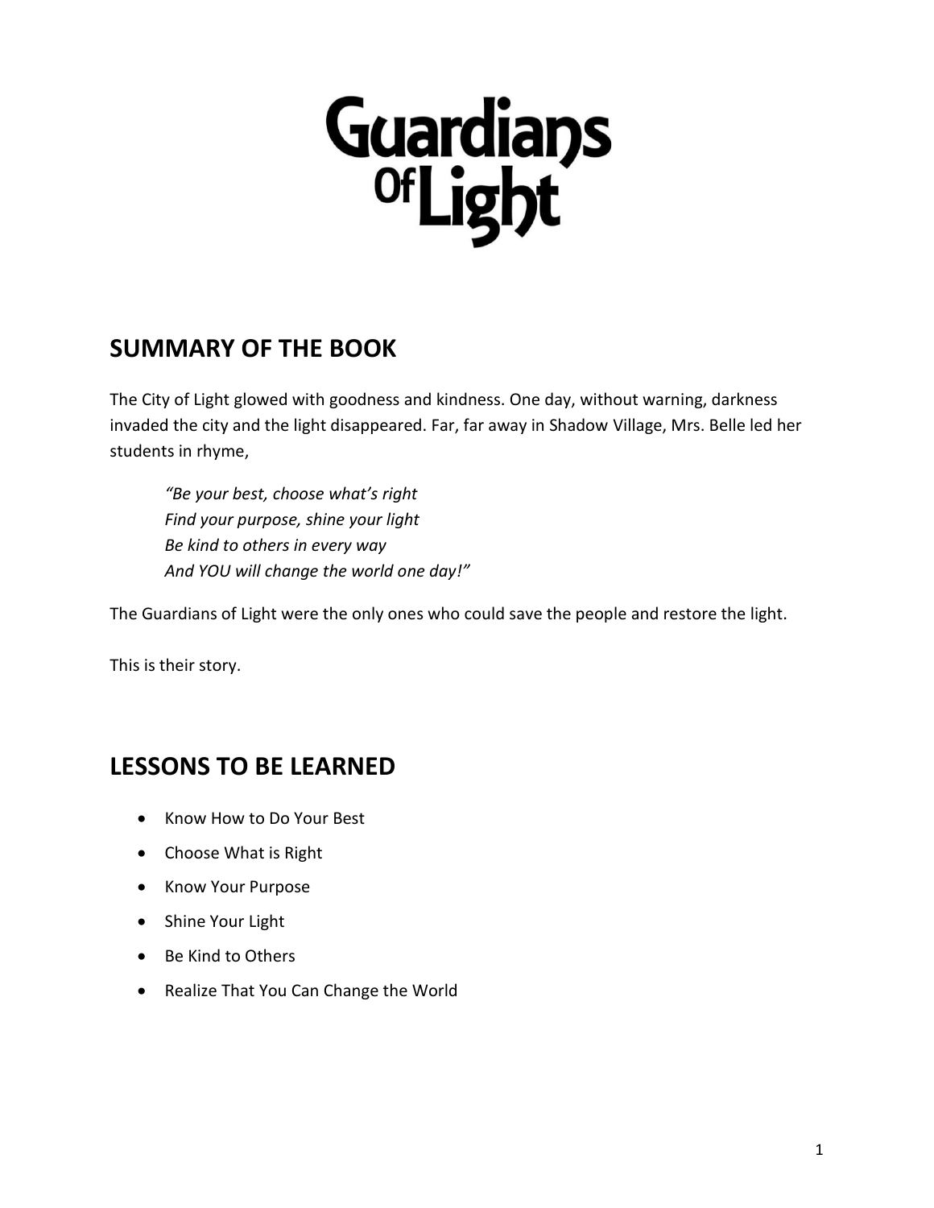# Guardians Of Light

## SUMMARY OF THE BOOK

The City of Light glowed with goodness and kindness. One day, without warning, darkness invaded the city and the light disappeared. Far, far away in Shadow Village, Mrs. Belle led her students in rhyme,

> *"Be your best, choose what's right*
> *Find your purpose, shine your light*
> *Be kind to others in every way*
> *And YOU will change the world one day!"*

The Guardians of Light were the only ones who could save the people and restore the light.

This is their story.

## LESSONS TO BE LEARNED

- Know How to Do Your Best
- Choose What is Right
- Know Your Purpose
- Shine Your Light
- Be Kind to Others
- Realize That You Can Change the World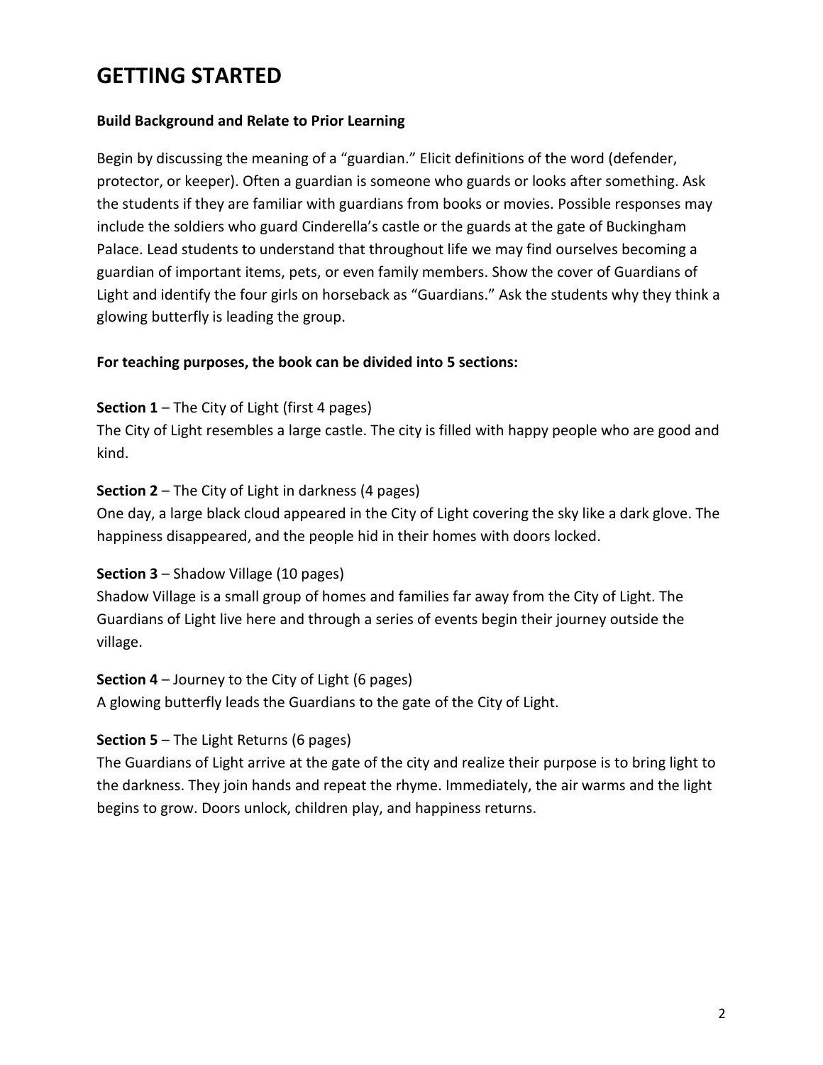# GETTING STARTED

**Build Background and Relate to Prior Learning**

Begin by discussing the meaning of a "guardian." Elicit definitions of the word (defender, protector, or keeper). Often a guardian is someone who guards or looks after something. Ask the students if they are familiar with guardians from books or movies. Possible responses may include the soldiers who guard Cinderella's castle or the guards at the gate of Buckingham Palace. Lead students to understand that throughout life we may find ourselves becoming a guardian of important items, pets, or even family members. Show the cover of Guardians of Light and identify the four girls on horseback as "Guardians." Ask the students why they think a glowing butterfly is leading the group.

**For teaching purposes, the book can be divided into 5 sections:**

**Section 1** – The City of Light (first 4 pages)
The City of Light resembles a large castle. The city is filled with happy people who are good and kind.

**Section 2** – The City of Light in darkness (4 pages)
One day, a large black cloud appeared in the City of Light covering the sky like a dark glove. The happiness disappeared, and the people hid in their homes with doors locked.

**Section 3** – Shadow Village (10 pages)
Shadow Village is a small group of homes and families far away from the City of Light. The Guardians of Light live here and through a series of events begin their journey outside the village.

**Section 4** – Journey to the City of Light (6 pages)
A glowing butterfly leads the Guardians to the gate of the City of Light.

**Section 5** – The Light Returns (6 pages)
The Guardians of Light arrive at the gate of the city and realize their purpose is to bring light to the darkness. They join hands and repeat the rhyme. Immediately, the air warms and the light begins to grow. Doors unlock, children play, and happiness returns.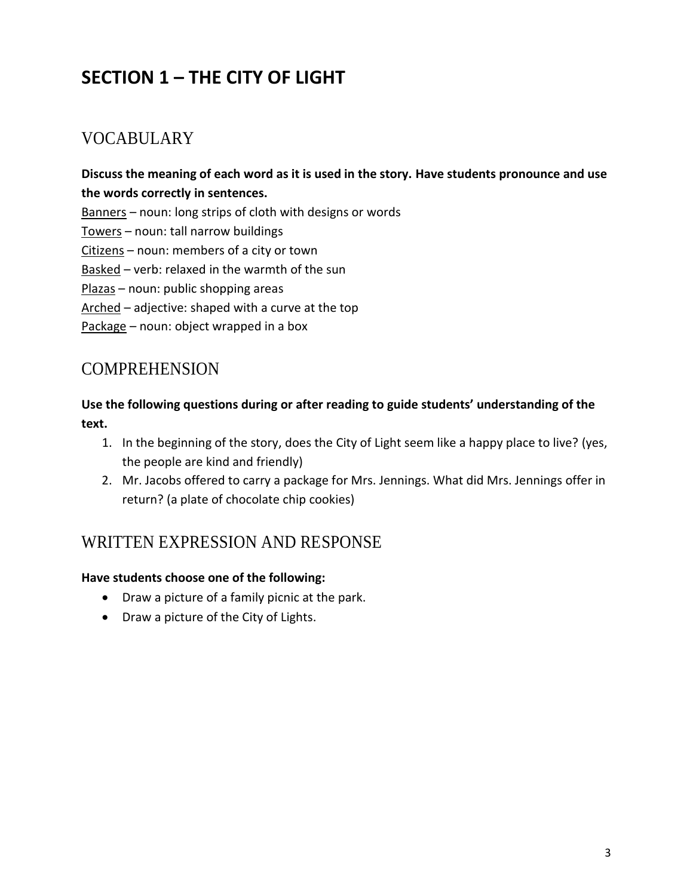# SECTION 1 – THE CITY OF LIGHT

## VOCABULARY

**Discuss the meaning of each word as it is used in the story. Have students pronounce and use the words correctly in sentences.**

Banners – noun: long strips of cloth with designs or words
Towers – noun: tall narrow buildings
Citizens – noun: members of a city or town
Basked – verb: relaxed in the warmth of the sun
Plazas – noun: public shopping areas
Arched – adjective: shaped with a curve at the top
Package – noun: object wrapped in a box

## COMPREHENSION

**Use the following questions during or after reading to guide students' understanding of the text.**

1. In the beginning of the story, does the City of Light seem like a happy place to live? (yes, the people are kind and friendly)
2. Mr. Jacobs offered to carry a package for Mrs. Jennings. What did Mrs. Jennings offer in return? (a plate of chocolate chip cookies)

## WRITTEN EXPRESSION AND RESPONSE

**Have students choose one of the following:**

- Draw a picture of a family picnic at the park.
- Draw a picture of the City of Lights.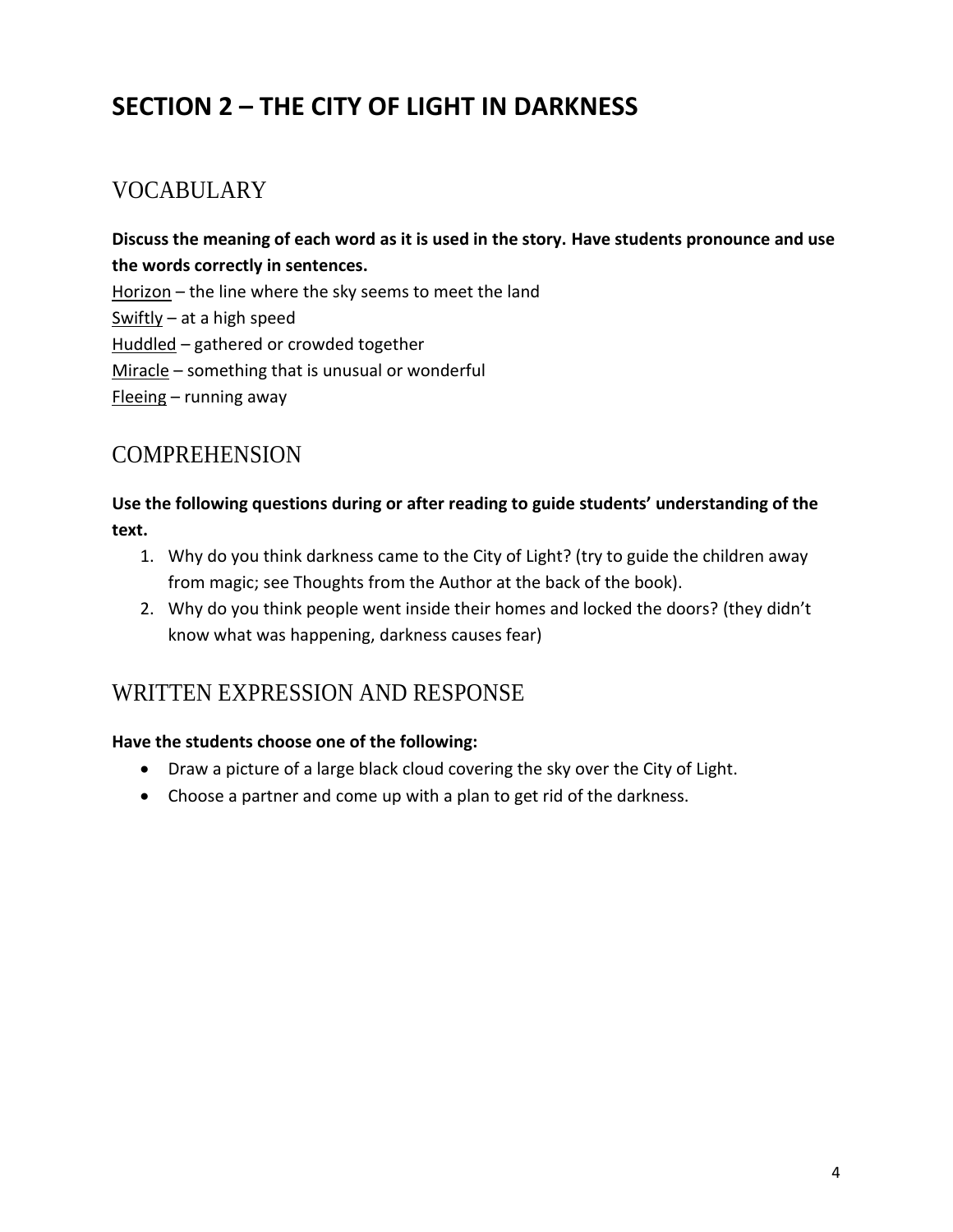# SECTION 2 – THE CITY OF LIGHT IN DARKNESS

## VOCABULARY

**Discuss the meaning of each word as it is used in the story. Have students pronounce and use the words correctly in sentences.**

<u>Horizon</u> – the line where the sky seems to meet the land
<u>Swiftly</u> – at a high speed
<u>Huddled</u> – gathered or crowded together
<u>Miracle</u> – something that is unusual or wonderful
<u>Fleeing</u> – running away

## COMPREHENSION

**Use the following questions during or after reading to guide students' understanding of the text.**

1. Why do you think darkness came to the City of Light? (try to guide the children away from magic; see Thoughts from the Author at the back of the book).
2. Why do you think people went inside their homes and locked the doors? (they didn't know what was happening, darkness causes fear)

## WRITTEN EXPRESSION AND RESPONSE

**Have the students choose one of the following:**

- Draw a picture of a large black cloud covering the sky over the City of Light.
- Choose a partner and come up with a plan to get rid of the darkness.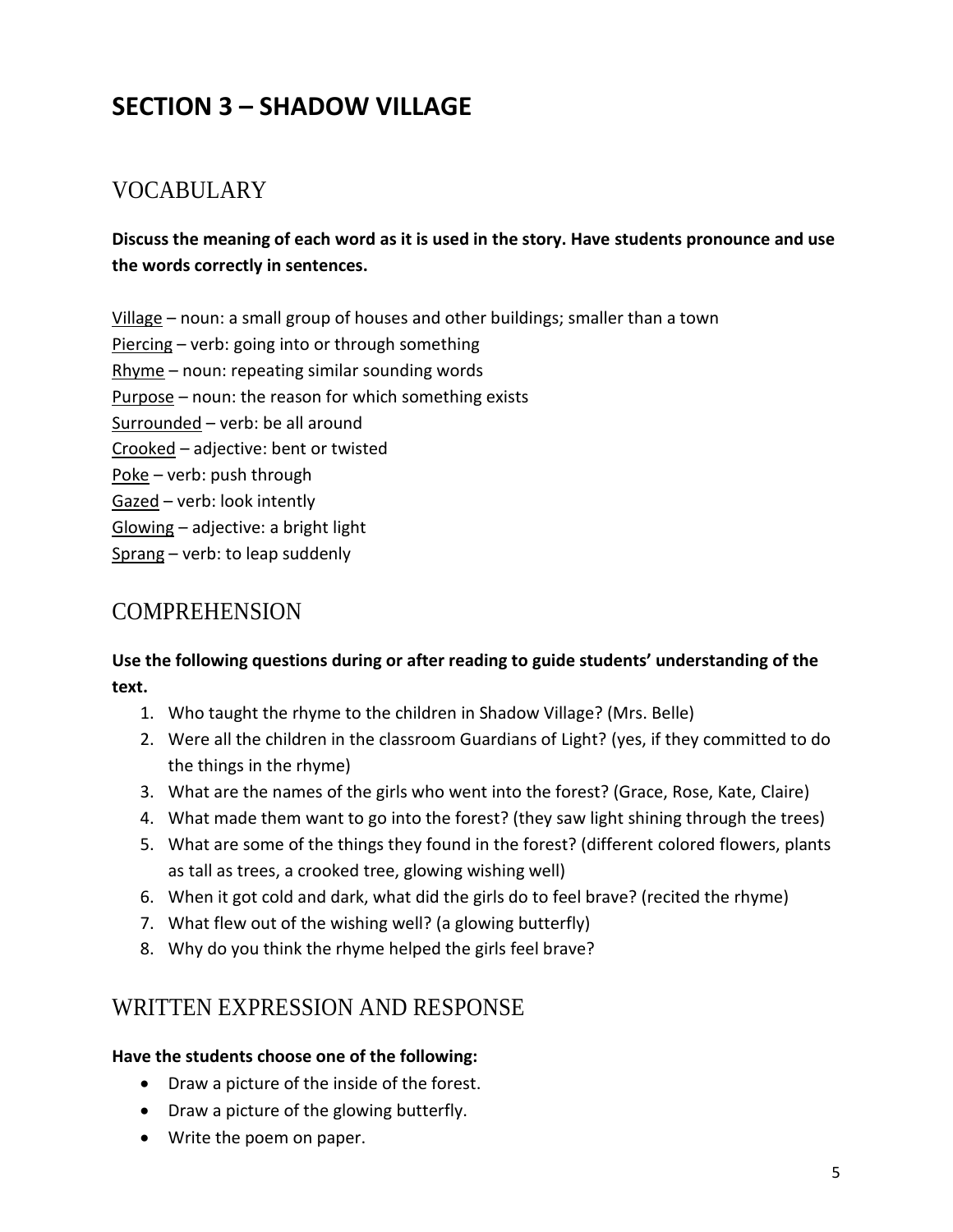# SECTION 3 – SHADOW VILLAGE

## VOCABULARY

**Discuss the meaning of each word as it is used in the story. Have students pronounce and use the words correctly in sentences.**

Village – noun: a small group of houses and other buildings; smaller than a town
Piercing – verb: going into or through something
Rhyme – noun: repeating similar sounding words
Purpose – noun: the reason for which something exists
Surrounded – verb: be all around
Crooked – adjective: bent or twisted
Poke – verb: push through
Gazed – verb: look intently
Glowing – adjective: a bright light
Sprang – verb: to leap suddenly

## COMPREHENSION

**Use the following questions during or after reading to guide students' understanding of the text.**

1. Who taught the rhyme to the children in Shadow Village? (Mrs. Belle)
2. Were all the children in the classroom Guardians of Light? (yes, if they committed to do the things in the rhyme)
3. What are the names of the girls who went into the forest? (Grace, Rose, Kate, Claire)
4. What made them want to go into the forest? (they saw light shining through the trees)
5. What are some of the things they found in the forest? (different colored flowers, plants as tall as trees, a crooked tree, glowing wishing well)
6. When it got cold and dark, what did the girls do to feel brave? (recited the rhyme)
7. What flew out of the wishing well? (a glowing butterfly)
8. Why do you think the rhyme helped the girls feel brave?

## WRITTEN EXPRESSION AND RESPONSE

**Have the students choose one of the following:**

- Draw a picture of the inside of the forest.
- Draw a picture of the glowing butterfly.
- Write the poem on paper.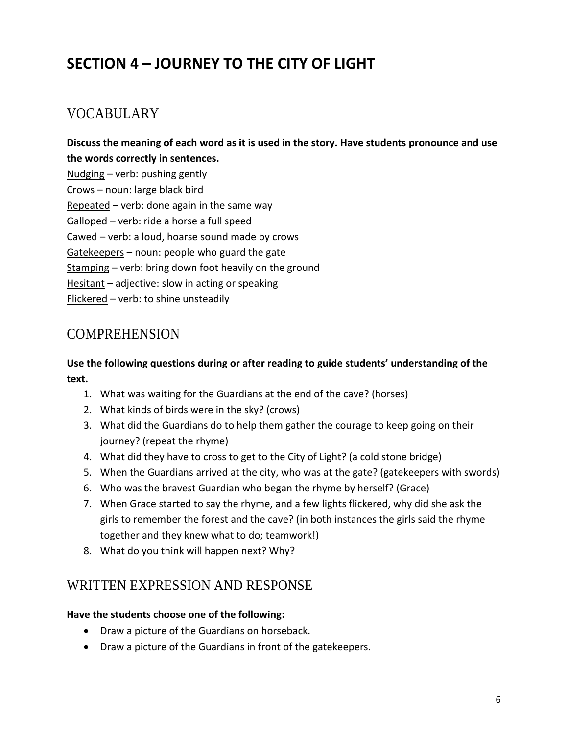# SECTION 4 – JOURNEY TO THE CITY OF LIGHT

## VOCABULARY

**Discuss the meaning of each word as it is used in the story. Have students pronounce and use the words correctly in sentences.**

<u>Nudging</u> – verb: pushing gently
<u>Crows</u> – noun: large black bird
<u>Repeated</u> – verb: done again in the same way
<u>Galloped</u> – verb: ride a horse a full speed
<u>Cawed</u> – verb: a loud, hoarse sound made by crows
<u>Gatekeepers</u> – noun: people who guard the gate
<u>Stamping</u> – verb: bring down foot heavily on the ground
<u>Hesitant</u> – adjective: slow in acting or speaking
<u>Flickered</u> – verb: to shine unsteadily

## COMPREHENSION

**Use the following questions during or after reading to guide students' understanding of the text.**

1. What was waiting for the Guardians at the end of the cave? (horses)
2. What kinds of birds were in the sky? (crows)
3. What did the Guardians do to help them gather the courage to keep going on their journey? (repeat the rhyme)
4. What did they have to cross to get to the City of Light? (a cold stone bridge)
5. When the Guardians arrived at the city, who was at the gate? (gatekeepers with swords)
6. Who was the bravest Guardian who began the rhyme by herself? (Grace)
7. When Grace started to say the rhyme, and a few lights flickered, why did she ask the girls to remember the forest and the cave? (in both instances the girls said the rhyme together and they knew what to do; teamwork!)
8. What do you think will happen next? Why?

## WRITTEN EXPRESSION AND RESPONSE

**Have the students choose one of the following:**

- Draw a picture of the Guardians on horseback.
- Draw a picture of the Guardians in front of the gatekeepers.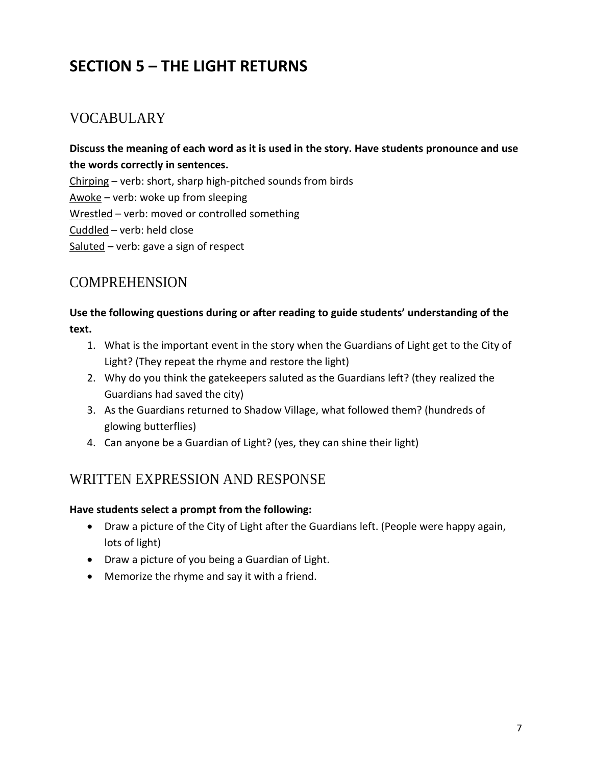# SECTION 5 – THE LIGHT RETURNS

## VOCABULARY

**Discuss the meaning of each word as it is used in the story. Have students pronounce and use the words correctly in sentences.**

<u>Chirping</u> – verb: short, sharp high-pitched sounds from birds
<u>Awoke</u> – verb: woke up from sleeping
<u>Wrestled</u> – verb: moved or controlled something
<u>Cuddled</u> – verb: held close
<u>Saluted</u> – verb: gave a sign of respect

## COMPREHENSION

**Use the following questions during or after reading to guide students' understanding of the text.**

1. What is the important event in the story when the Guardians of Light get to the City of Light? (They repeat the rhyme and restore the light)
2. Why do you think the gatekeepers saluted as the Guardians left? (they realized the Guardians had saved the city)
3. As the Guardians returned to Shadow Village, what followed them? (hundreds of glowing butterflies)
4. Can anyone be a Guardian of Light? (yes, they can shine their light)

## WRITTEN EXPRESSION AND RESPONSE

**Have students select a prompt from the following:**

- Draw a picture of the City of Light after the Guardians left. (People were happy again, lots of light)
- Draw a picture of you being a Guardian of Light.
- Memorize the rhyme and say it with a friend.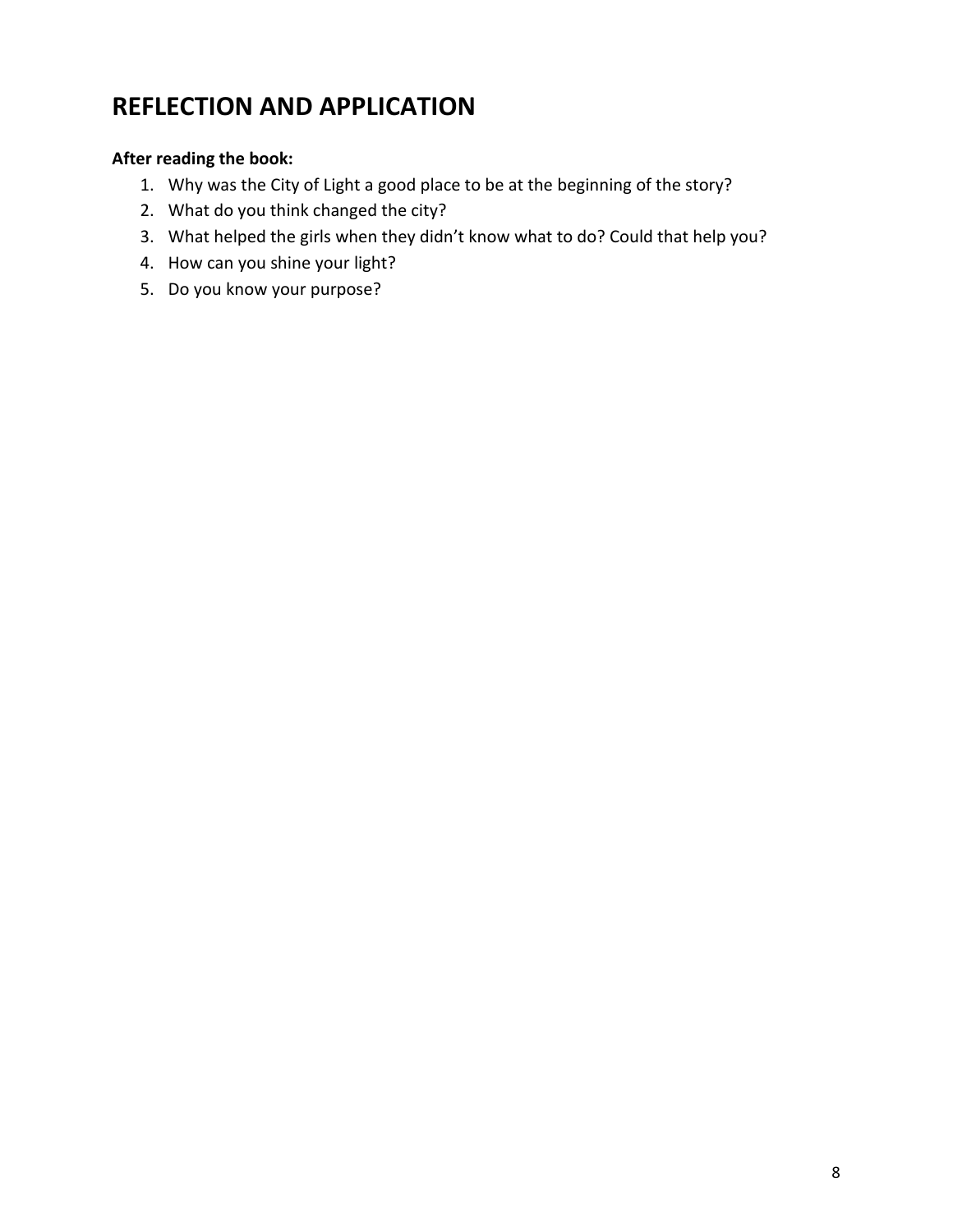## REFLECTION AND APPLICATION

**After reading the book:**

1. Why was the City of Light a good place to be at the beginning of the story?
2. What do you think changed the city?
3. What helped the girls when they didn't know what to do? Could that help you?
4. How can you shine your light?
5. Do you know your purpose?